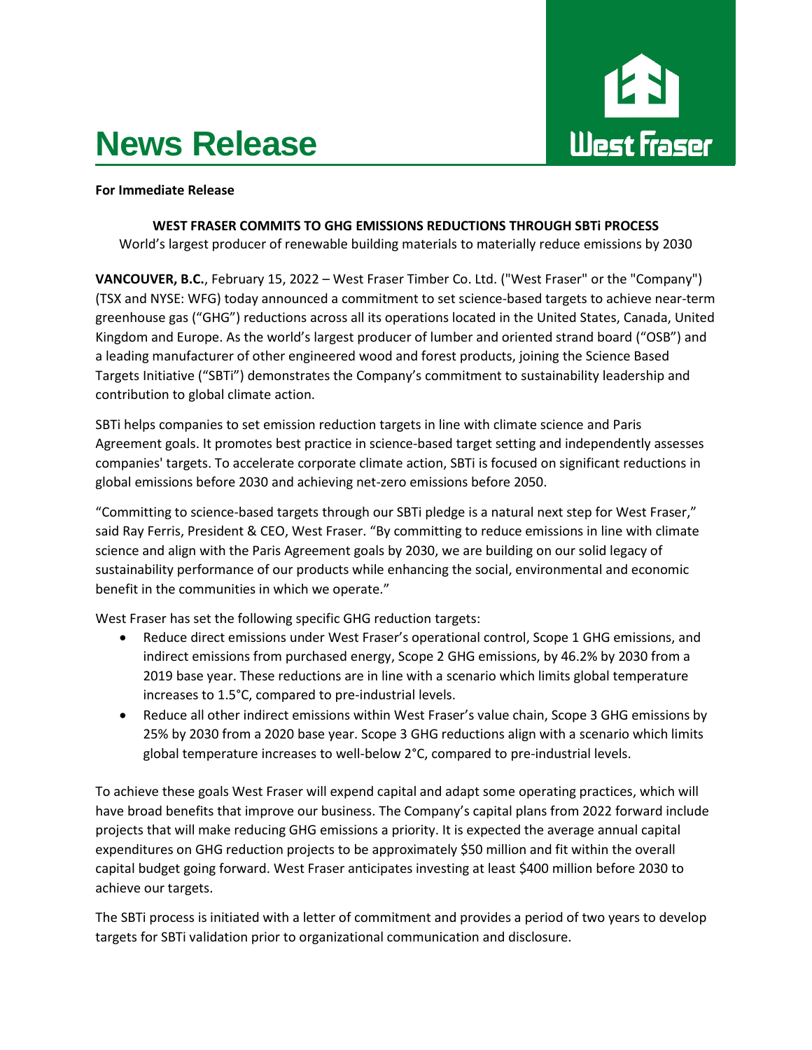# News Release

**For Immediate Release**

**WEST FRASER COMMITS TO GHG EMISSIONS REDUCTIONS THROUGH SBTi PROCESS**

World's largest producer of renewable building materials to materially reduce emissions by 2030

**VANCOUVER, B.C.**, February 15, 2022 – West Fraser Timber Co. Ltd. ("West Fraser" or the "Company") (TSX and NYSE: WFG) today announced a commitment to set science-based targets to achieve near-term greenhouse gas ("GHG") reductions across all its operations located in the United States, Canada, United Kingdom and Europe. As the world's largest producer of lumber and oriented strand board ("OSB") and a leading manufacturer of other engineered wood and forest products, joining the Science Based Targets Initiative ("SBTi") demonstrates the Company's commitment to sustainability leadership and contribution to global climate action.

SBTi helps companies to set emission reduction targets in line with climate science and Paris Agreement goals. It promotes best practice in science-based target setting and independently assesses companies' targets. To accelerate corporate climate action, SBTi is focused on significant reductions in global emissions before 2030 and achieving net-zero emissions before 2050.

"Committing to science-based targets through our SBTi pledge is a natural next step for West Fraser," said Ray Ferris, President & CEO, West Fraser. "By committing to reduce emissions in line with climate science and align with the Paris Agreement goals by 2030, we are building on our solid legacy of sustainability performance of our products while enhancing the social, environmental and economic benefit in the communities in which we operate."

West Fraser has set the following specific GHG reduction targets:

- Reduce direct emissions under West Fraser's operational control, Scope 1 GHG emissions, and indirect emissions from purchased energy, Scope 2 GHG emissions, by 46.2% by 2030 from a 2019 base year. These reductions are in line with a scenario which limits global temperature increases to 1.5°C, compared to pre-industrial levels.
- Reduce all other indirect emissions within West Fraser's value chain, Scope 3 GHG emissions by 25% by 2030 from a 2020 base year. Scope 3 GHG reductions align with a scenario which limits global temperature increases to well-below 2°C, compared to pre-industrial levels.

To achieve these goals West Fraser will expend capital and adapt some operating practices, which will have broad benefits that improve our business. The Company's capital plans from 2022 forward include projects that will make reducing GHG emissions a priority. It is expected the average annual capital expenditures on GHG reduction projects to be approximately $50 million and fit within the overall capital budget going forward. West Fraser anticipates investing at least $400 million before 2030 to achieve our targets.

The SBTi process is initiated with a letter of commitment and provides a period of two years to develop targets for SBTi validation prior to organizational communication and disclosure.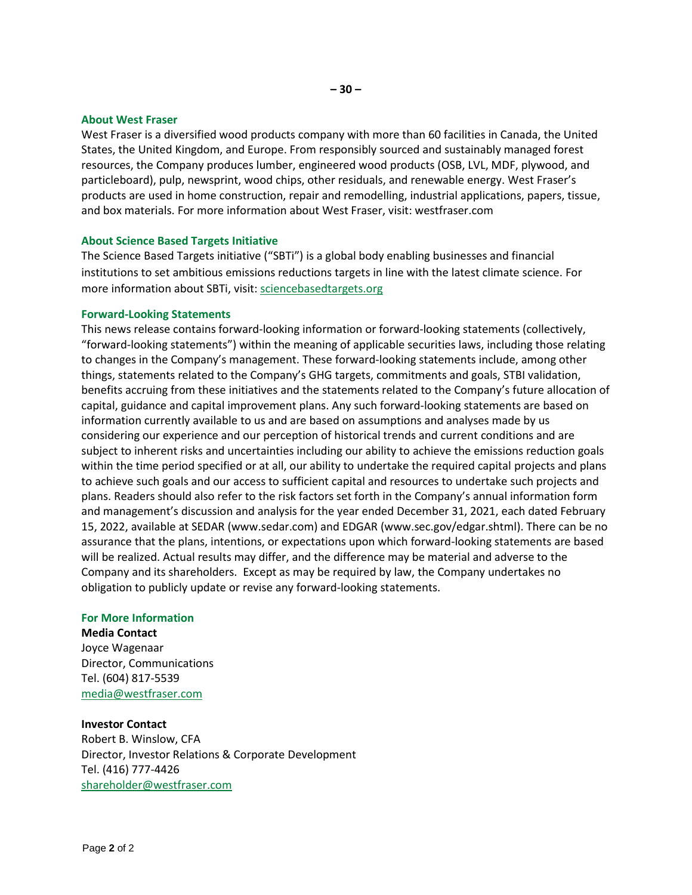– 30 –

## About West Fraser

West Fraser is a diversified wood products company with more than 60 facilities in Canada, the United States, the United Kingdom, and Europe. From responsibly sourced and sustainably managed forest resources, the Company produces lumber, engineered wood products (OSB, LVL, MDF, plywood, and particleboard), pulp, newsprint, wood chips, other residuals, and renewable energy. West Fraser's products are used in home construction, repair and remodelling, industrial applications, papers, tissue, and box materials. For more information about West Fraser, visit: westfraser.com

## About Science Based Targets Initiative

The Science Based Targets initiative ("SBTi") is a global body enabling businesses and financial institutions to set ambitious emissions reductions targets in line with the latest climate science. For more information about SBTi, visit: sciencebasedtargets.org

## Forward-Looking Statements

This news release contains forward-looking information or forward-looking statements (collectively, "forward-looking statements") within the meaning of applicable securities laws, including those relating to changes in the Company's management. These forward-looking statements include, among other things, statements related to the Company's GHG targets, commitments and goals, STBI validation, benefits accruing from these initiatives and the statements related to the Company's future allocation of capital, guidance and capital improvement plans. Any such forward-looking statements are based on information currently available to us and are based on assumptions and analyses made by us considering our experience and our perception of historical trends and current conditions and are subject to inherent risks and uncertainties including our ability to achieve the emissions reduction goals within the time period specified or at all, our ability to undertake the required capital projects and plans to achieve such goals and our access to sufficient capital and resources to undertake such projects and plans. Readers should also refer to the risk factors set forth in the Company's annual information form and management's discussion and analysis for the year ended December 31, 2021, each dated February 15, 2022, available at SEDAR (www.sedar.com) and EDGAR (www.sec.gov/edgar.shtml). There can be no assurance that the plans, intentions, or expectations upon which forward-looking statements are based will be realized. Actual results may differ, and the difference may be material and adverse to the Company and its shareholders. Except as may be required by law, the Company undertakes no obligation to publicly update or revise any forward-looking statements.

## For More Information

**Media Contact**
Joyce Wagenaar
Director, Communications
Tel. (604) 817-5539
media@westfraser.com

**Investor Contact**
Robert B. Winslow, CFA
Director, Investor Relations & Corporate Development
Tel. (416) 777-4426
shareholder@westfraser.com